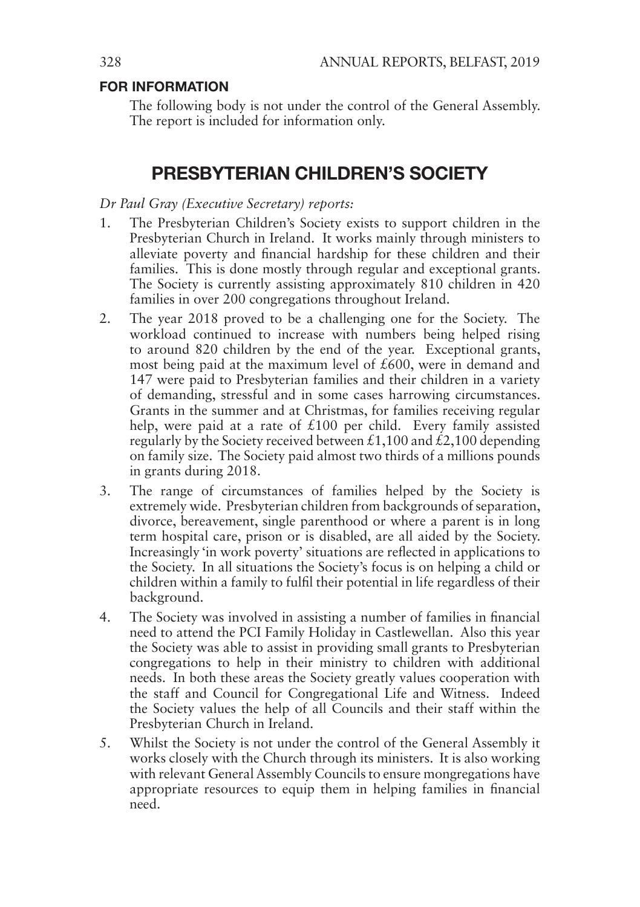**FOR INFORMATION**

The following body is not under the control of the General Assembly. The report is included for information only.

# PRESBYTERIAN CHILDREN'S SOCIETY

*Dr Paul Gray (Executive Secretary) reports:*

1. The Presbyterian Children's Society exists to support children in the Presbyterian Church in Ireland. It works mainly through ministers to alleviate poverty and financial hardship for these children and their families. This is done mostly through regular and exceptional grants. The Society is currently assisting approximately 810 children in 420 families in over 200 congregations throughout Ireland.
2. The year 2018 proved to be a challenging one for the Society. The workload continued to increase with numbers being helped rising to around 820 children by the end of the year. Exceptional grants, most being paid at the maximum level of £600, were in demand and 147 were paid to Presbyterian families and their children in a variety of demanding, stressful and in some cases harrowing circumstances. Grants in the summer and at Christmas, for families receiving regular help, were paid at a rate of £100 per child. Every family assisted regularly by the Society received between £1,100 and £2,100 depending on family size. The Society paid almost two thirds of a millions pounds in grants during 2018.
3. The range of circumstances of families helped by the Society is extremely wide. Presbyterian children from backgrounds of separation, divorce, bereavement, single parenthood or where a parent is in long term hospital care, prison or is disabled, are all aided by the Society. Increasingly 'in work poverty' situations are reflected in applications to the Society. In all situations the Society's focus is on helping a child or children within a family to fulfil their potential in life regardless of their background.
4. The Society was involved in assisting a number of families in financial need to attend the PCI Family Holiday in Castlewellan. Also this year the Society was able to assist in providing small grants to Presbyterian congregations to help in their ministry to children with additional needs. In both these areas the Society greatly values cooperation with the staff and Council for Congregational Life and Witness. Indeed the Society values the help of all Councils and their staff within the Presbyterian Church in Ireland.
5. Whilst the Society is not under the control of the General Assembly it works closely with the Church through its ministers. It is also working with relevant General Assembly Councils to ensure mongregations have appropriate resources to equip them in helping families in financial need.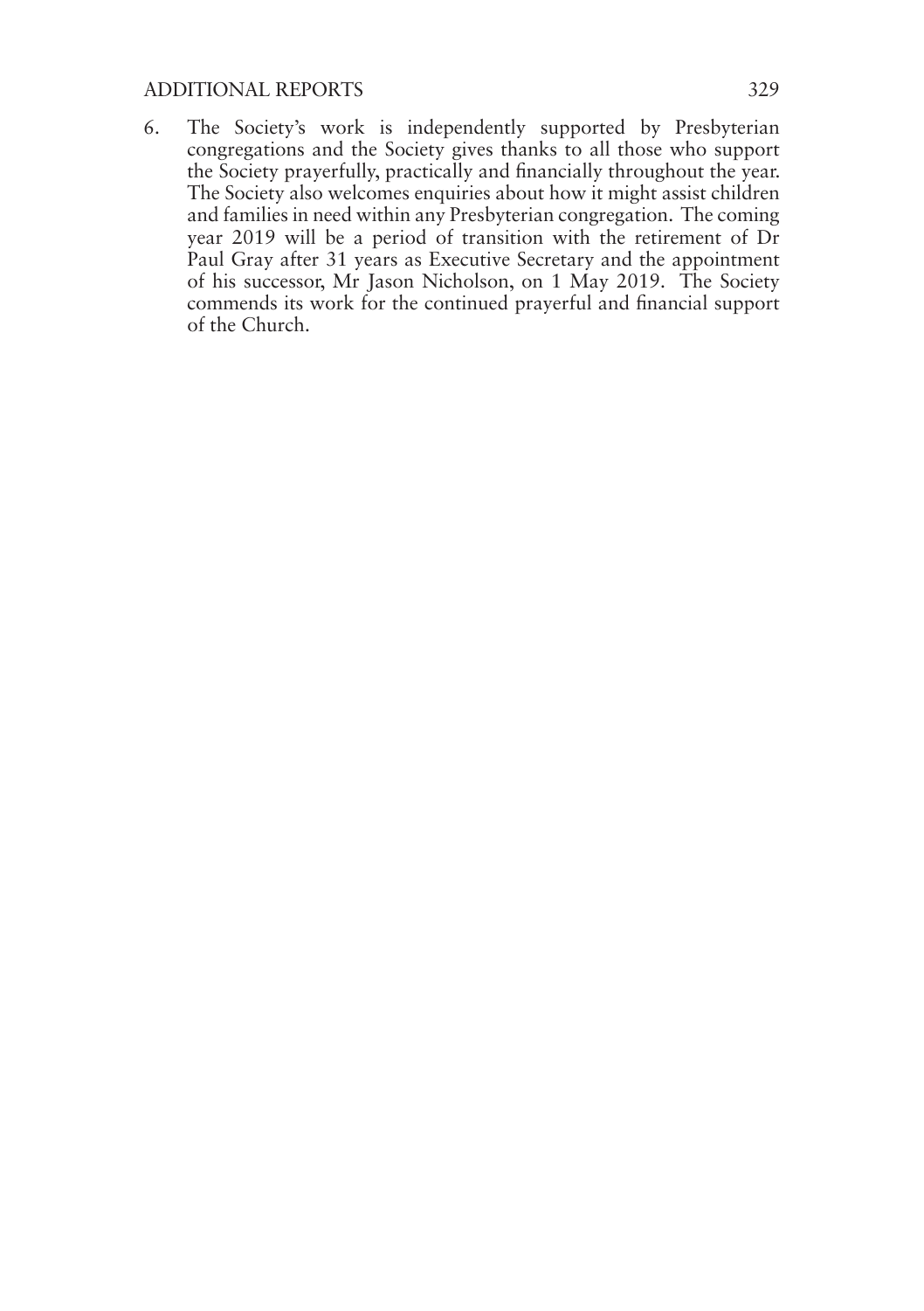6. The Society's work is independently supported by Presbyterian congregations and the Society gives thanks to all those who support the Society prayerfully, practically and financially throughout the year. The Society also welcomes enquiries about how it might assist children and families in need within any Presbyterian congregation. The coming year 2019 will be a period of transition with the retirement of Dr Paul Gray after 31 years as Executive Secretary and the appointment of his successor, Mr Jason Nicholson, on 1 May 2019. The Society commends its work for the continued prayerful and financial support of the Church.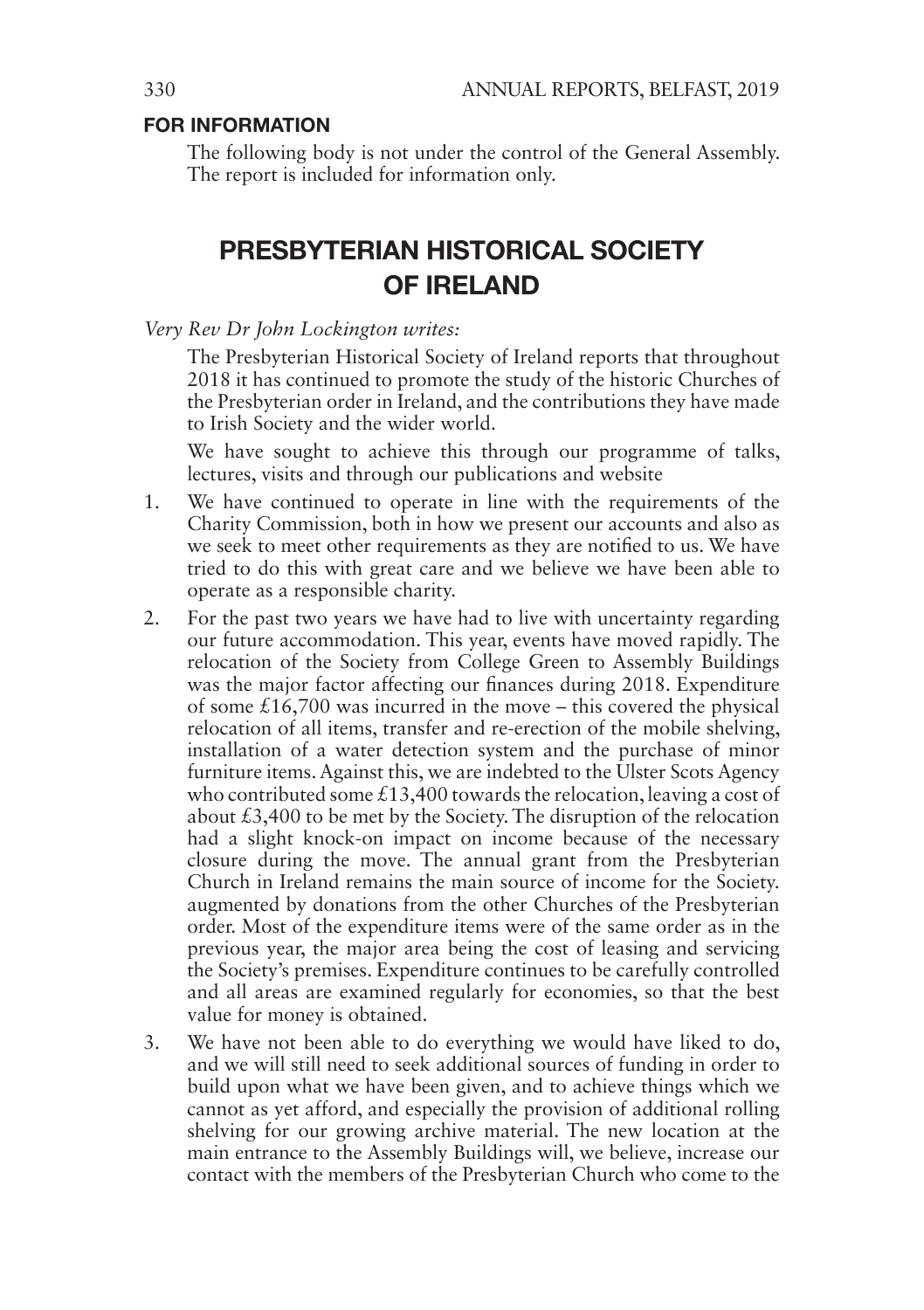**FOR INFORMATION**

The following body is not under the control of the General Assembly. The report is included for information only.

# PRESBYTERIAN HISTORICAL SOCIETY OF IRELAND

*Very Rev Dr John Lockington writes:*

The Presbyterian Historical Society of Ireland reports that throughout 2018 it has continued to promote the study of the historic Churches of the Presbyterian order in Ireland, and the contributions they have made to Irish Society and the wider world.

We have sought to achieve this through our programme of talks, lectures, visits and through our publications and website

1. We have continued to operate in line with the requirements of the Charity Commission, both in how we present our accounts and also as we seek to meet other requirements as they are notified to us. We have tried to do this with great care and we believe we have been able to operate as a responsible charity.
2. For the past two years we have had to live with uncertainty regarding our future accommodation. This year, events have moved rapidly. The relocation of the Society from College Green to Assembly Buildings was the major factor affecting our finances during 2018. Expenditure of some £16,700 was incurred in the move – this covered the physical relocation of all items, transfer and re-erection of the mobile shelving, installation of a water detection system and the purchase of minor furniture items. Against this, we are indebted to the Ulster Scots Agency who contributed some £13,400 towards the relocation, leaving a cost of about £3,400 to be met by the Society. The disruption of the relocation had a slight knock-on impact on income because of the necessary closure during the move. The annual grant from the Presbyterian Church in Ireland remains the main source of income for the Society. augmented by donations from the other Churches of the Presbyterian order. Most of the expenditure items were of the same order as in the previous year, the major area being the cost of leasing and servicing the Society's premises. Expenditure continues to be carefully controlled and all areas are examined regularly for economies, so that the best value for money is obtained.
3. We have not been able to do everything we would have liked to do, and we will still need to seek additional sources of funding in order to build upon what we have been given, and to achieve things which we cannot as yet afford, and especially the provision of additional rolling shelving for our growing archive material. The new location at the main entrance to the Assembly Buildings will, we believe, increase our contact with the members of the Presbyterian Church who come to the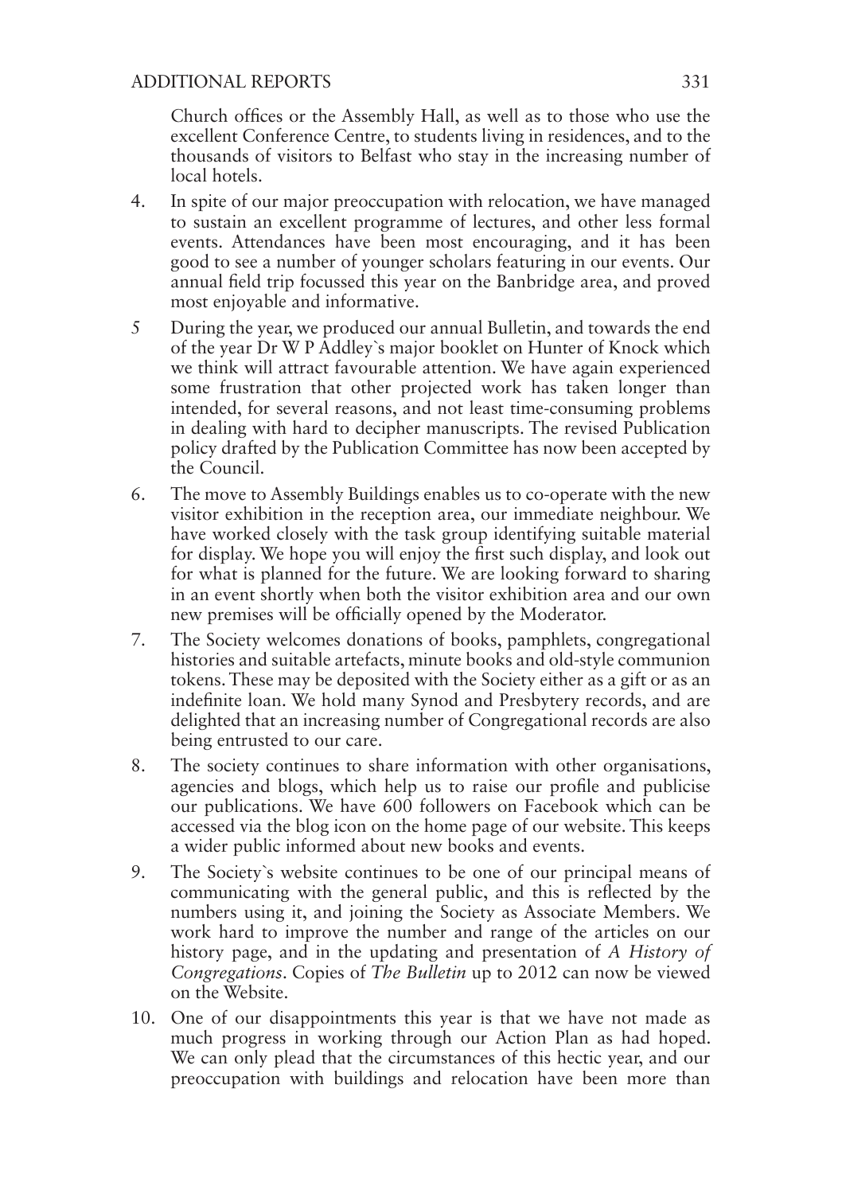Church offices or the Assembly Hall, as well as to those who use the excellent Conference Centre, to students living in residences, and to the thousands of visitors to Belfast who stay in the increasing number of local hotels.

4. In spite of our major preoccupation with relocation, we have managed to sustain an excellent programme of lectures, and other less formal events. Attendances have been most encouraging, and it has been good to see a number of younger scholars featuring in our events. Our annual field trip focussed this year on the Banbridge area, and proved most enjoyable and informative.

5 During the year, we produced our annual Bulletin, and towards the end of the year Dr W P Addley`s major booklet on Hunter of Knock which we think will attract favourable attention. We have again experienced some frustration that other projected work has taken longer than intended, for several reasons, and not least time-consuming problems in dealing with hard to decipher manuscripts. The revised Publication policy drafted by the Publication Committee has now been accepted by the Council.

6. The move to Assembly Buildings enables us to co-operate with the new visitor exhibition in the reception area, our immediate neighbour. We have worked closely with the task group identifying suitable material for display. We hope you will enjoy the first such display, and look out for what is planned for the future. We are looking forward to sharing in an event shortly when both the visitor exhibition area and our own new premises will be officially opened by the Moderator.

7. The Society welcomes donations of books, pamphlets, congregational histories and suitable artefacts, minute books and old-style communion tokens. These may be deposited with the Society either as a gift or as an indefinite loan. We hold many Synod and Presbytery records, and are delighted that an increasing number of Congregational records are also being entrusted to our care.

8. The society continues to share information with other organisations, agencies and blogs, which help us to raise our profile and publicise our publications. We have 600 followers on Facebook which can be accessed via the blog icon on the home page of our website. This keeps a wider public informed about new books and events.

9. The Society`s website continues to be one of our principal means of communicating with the general public, and this is reflected by the numbers using it, and joining the Society as Associate Members. We work hard to improve the number and range of the articles on our history page, and in the updating and presentation of *A History of Congregations*. Copies of *The Bulletin* up to 2012 can now be viewed on the Website.

10. One of our disappointments this year is that we have not made as much progress in working through our Action Plan as had hoped. We can only plead that the circumstances of this hectic year, and our preoccupation with buildings and relocation have been more than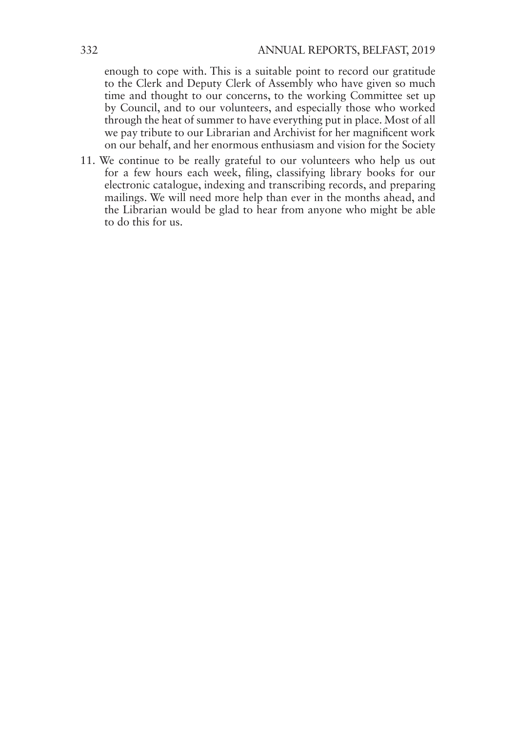enough to cope with. This is a suitable point to record our gratitude to the Clerk and Deputy Clerk of Assembly who have given so much time and thought to our concerns, to the working Committee set up by Council, and to our volunteers, and especially those who worked through the heat of summer to have everything put in place. Most of all we pay tribute to our Librarian and Archivist for her magnificent work on our behalf, and her enormous enthusiasm and vision for the Society

11. We continue to be really grateful to our volunteers who help us out for a few hours each week, filing, classifying library books for our electronic catalogue, indexing and transcribing records, and preparing mailings. We will need more help than ever in the months ahead, and the Librarian would be glad to hear from anyone who might be able to do this for us.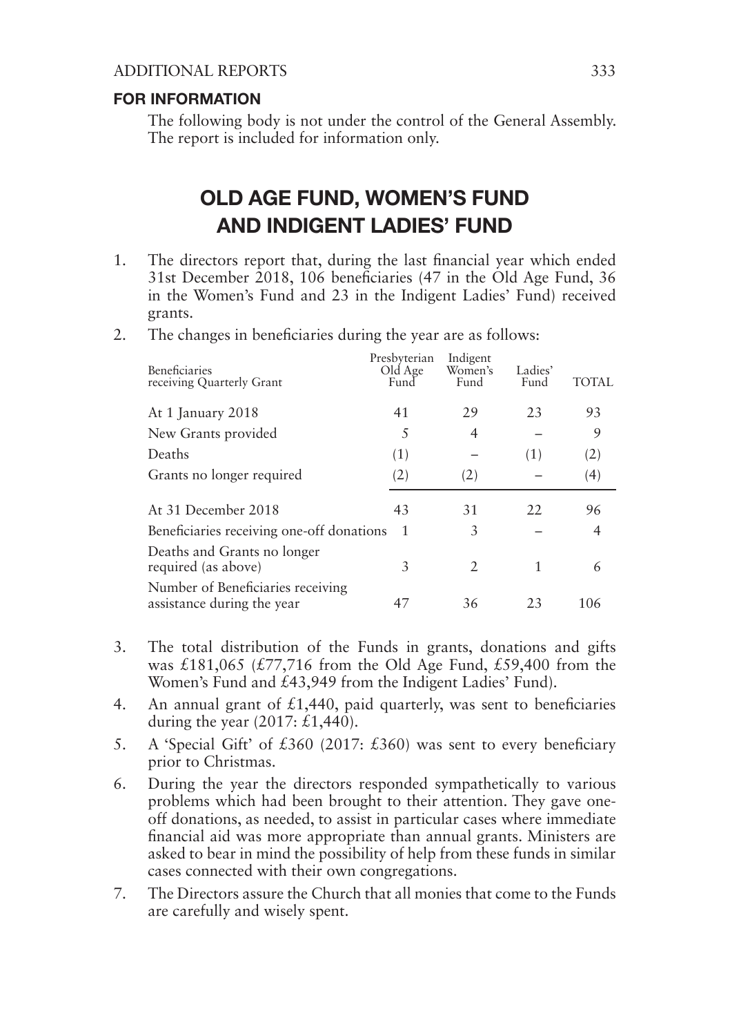**FOR INFORMATION**

The following body is not under the control of the General Assembly. The report is included for information only.

# OLD AGE FUND, WOMEN'S FUND AND INDIGENT LADIES' FUND

1. The directors report that, during the last financial year which ended 31st December 2018, 106 beneficiaries (47 in the Old Age Fund, 36 in the Women's Fund and 23 in the Indigent Ladies' Fund) received grants.

2. The changes in beneficiaries during the year are as follows:

| Beneficiaries receiving Quarterly Grant | Presbyterian Old Age Fund | Indigent Women's Fund | Ladies' Fund | TOTAL |
|---|---|---|---|---|
| At 1 January 2018 | 41 | 29 | 23 | 93 |
| New Grants provided | 5 | 4 | – | 9 |
| Deaths | (1) | – | (1) | (2) |
| Grants no longer required | (2) | (2) | – | (4) |
| At 31 December 2018 | 43 | 31 | 22 | 96 |
| Beneficiaries receiving one-off donations | 1 | 3 | – | 4 |
| Deaths and Grants no longer required (as above) | 3 | 2 | 1 | 6 |
| Number of Beneficiaries receiving assistance during the year | 47 | 36 | 23 | 106 |

3. The total distribution of the Funds in grants, donations and gifts was £181,065 (£77,716 from the Old Age Fund, £59,400 from the Women's Fund and £43,949 from the Indigent Ladies' Fund).

4. An annual grant of £1,440, paid quarterly, was sent to beneficiaries during the year (2017: £1,440).

5. A 'Special Gift' of £360 (2017: £360) was sent to every beneficiary prior to Christmas.

6. During the year the directors responded sympathetically to various problems which had been brought to their attention. They gave one-off donations, as needed, to assist in particular cases where immediate financial aid was more appropriate than annual grants. Ministers are asked to bear in mind the possibility of help from these funds in similar cases connected with their own congregations.

7. The Directors assure the Church that all monies that come to the Funds are carefully and wisely spent.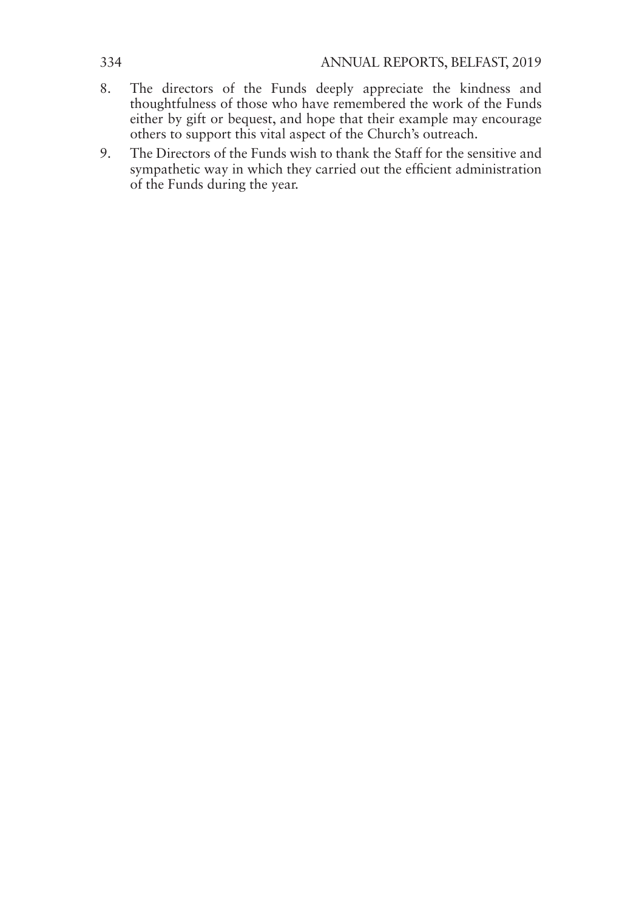8. The directors of the Funds deeply appreciate the kindness and thoughtfulness of those who have remembered the work of the Funds either by gift or bequest, and hope that their example may encourage others to support this vital aspect of the Church's outreach.
9. The Directors of the Funds wish to thank the Staff for the sensitive and sympathetic way in which they carried out the efficient administration of the Funds during the year.